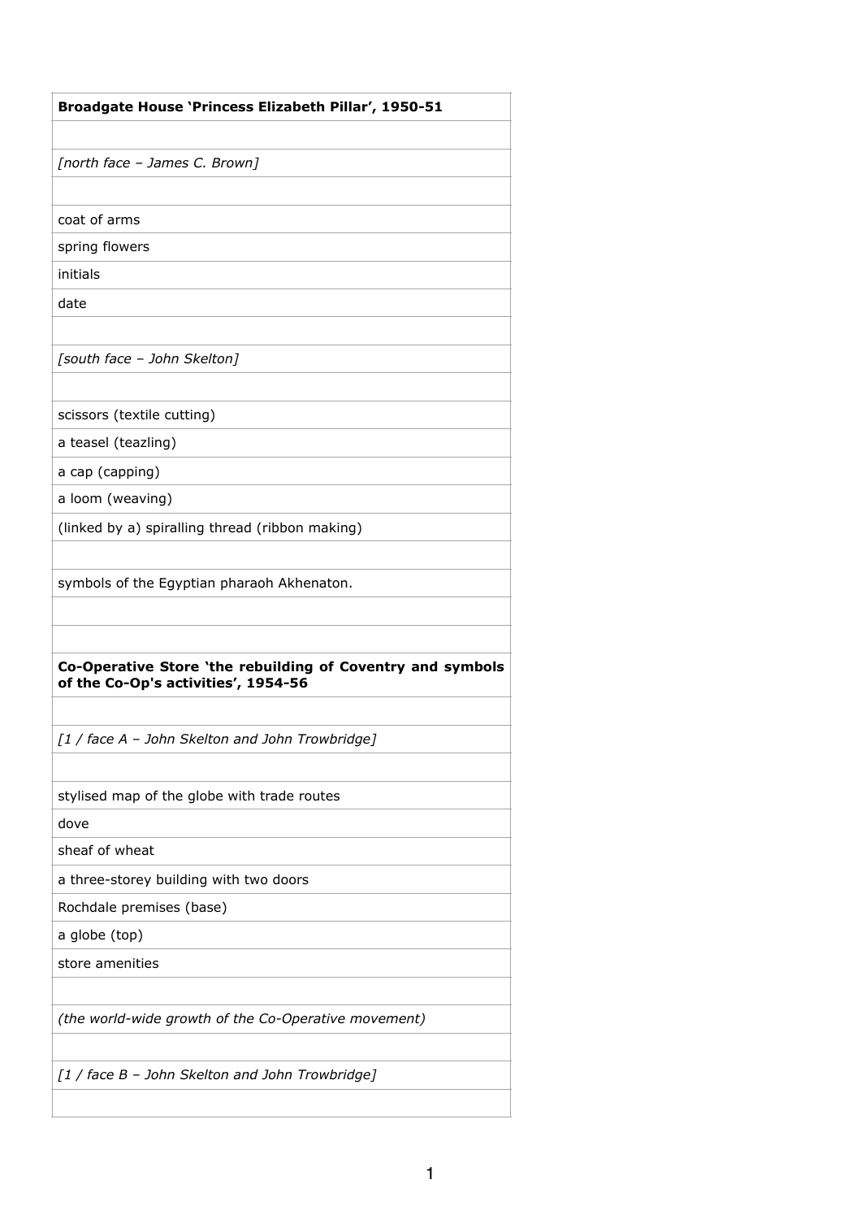| |
|---|
| **Broadgate House 'Princess Elizabeth Pillar', 1950-51** |
| |
| *[north face – James C. Brown]* |
| |
| coat of arms |
| spring flowers |
| initials |
| date |
| |
| *[south face – John Skelton]* |
| |
| scissors (textile cutting) |
| a teasel (teazling) |
| a cap (capping) |
| a loom (weaving) |
| (linked by a) spiralling thread (ribbon making) |
| |
| symbols of the Egyptian pharaoh Akhenaton. |
| |
| |
| **Co-Operative Store 'the rebuilding of Coventry and symbols of the Co-Op's activities', 1954-56** |
| |
| *[1 / face A – John Skelton and John Trowbridge]* |
| |
| stylised map of the globe with trade routes |
| dove |
| sheaf of wheat |
| a three-storey building with two doors |
| Rochdale premises (base) |
| a globe (top) |
| store amenities |
| |
| *(the world-wide growth of the Co-Operative movement)* |
| |
| *[1 / face B – John Skelton and John Trowbridge]* |
| |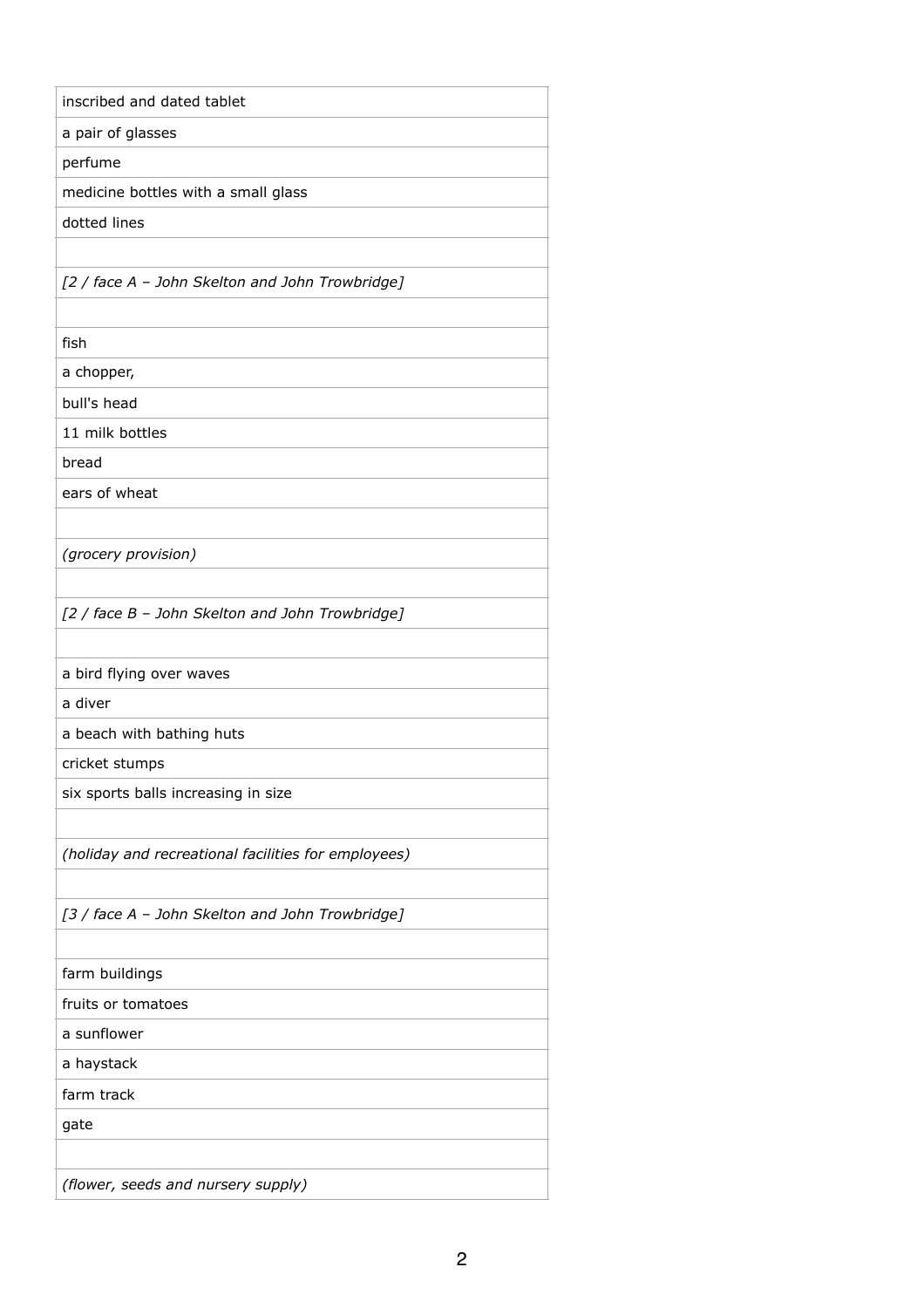| |
|---|
| inscribed and dated tablet |
| a pair of glasses |
| perfume |
| medicine bottles with a small glass |
| dotted lines |
| |
| *[2 / face A – John Skelton and John Trowbridge]* |
| |
| fish |
| a chopper, |
| bull's head |
| 11 milk bottles |
| bread |
| ears of wheat |
| |
| *(grocery provision)* |
| |
| *[2 / face B – John Skelton and John Trowbridge]* |
| |
| a bird flying over waves |
| a diver |
| a beach with bathing huts |
| cricket stumps |
| six sports balls increasing in size |
| |
| *(holiday and recreational facilities for employees)* |
| |
| *[3 / face A – John Skelton and John Trowbridge]* |
| |
| farm buildings |
| fruits or tomatoes |
| a sunflower |
| a haystack |
| farm track |
| gate |
| |
| *(flower, seeds and nursery supply)* |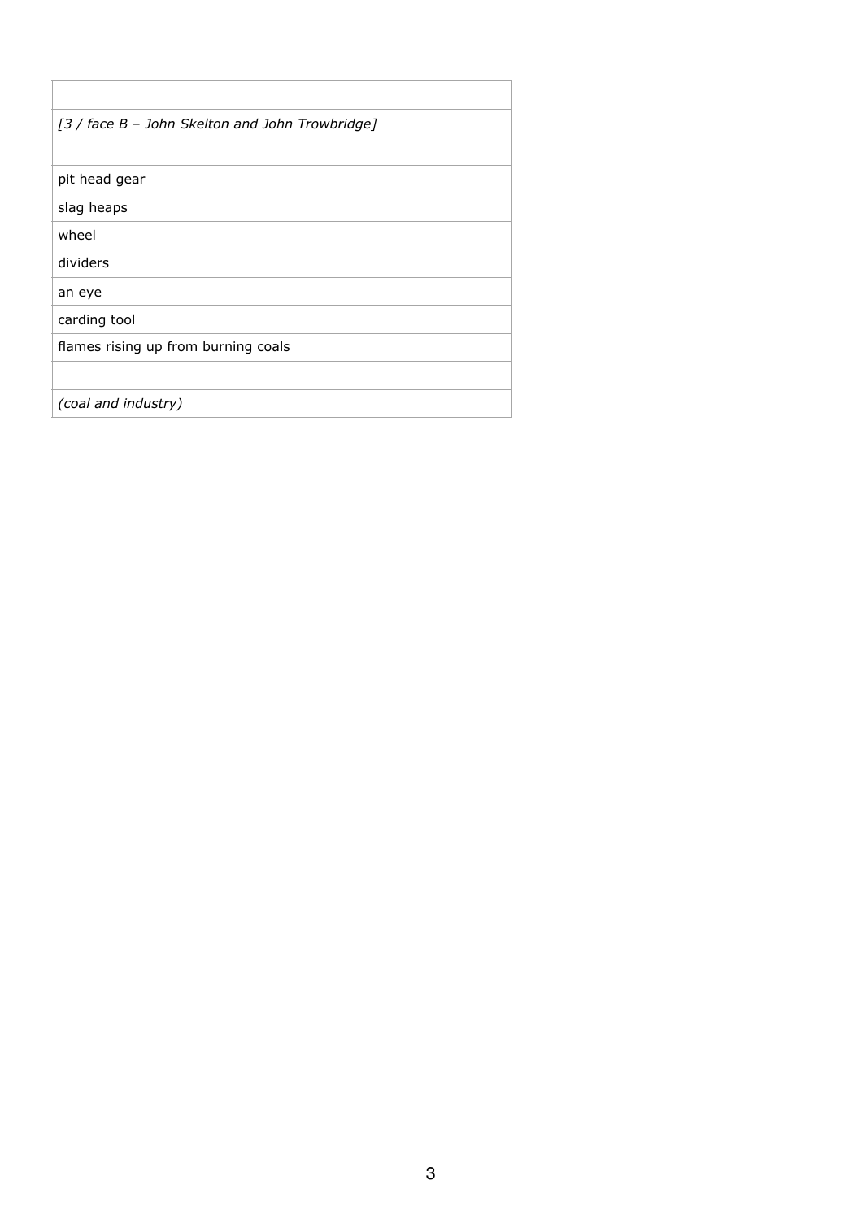| |
|---|
| |
| *[3 / face B – John Skelton and John Trowbridge]* |
| |
| pit head gear |
| slag heaps |
| wheel |
| dividers |
| an eye |
| carding tool |
| flames rising up from burning coals |
| |
| *(coal and industry)* |